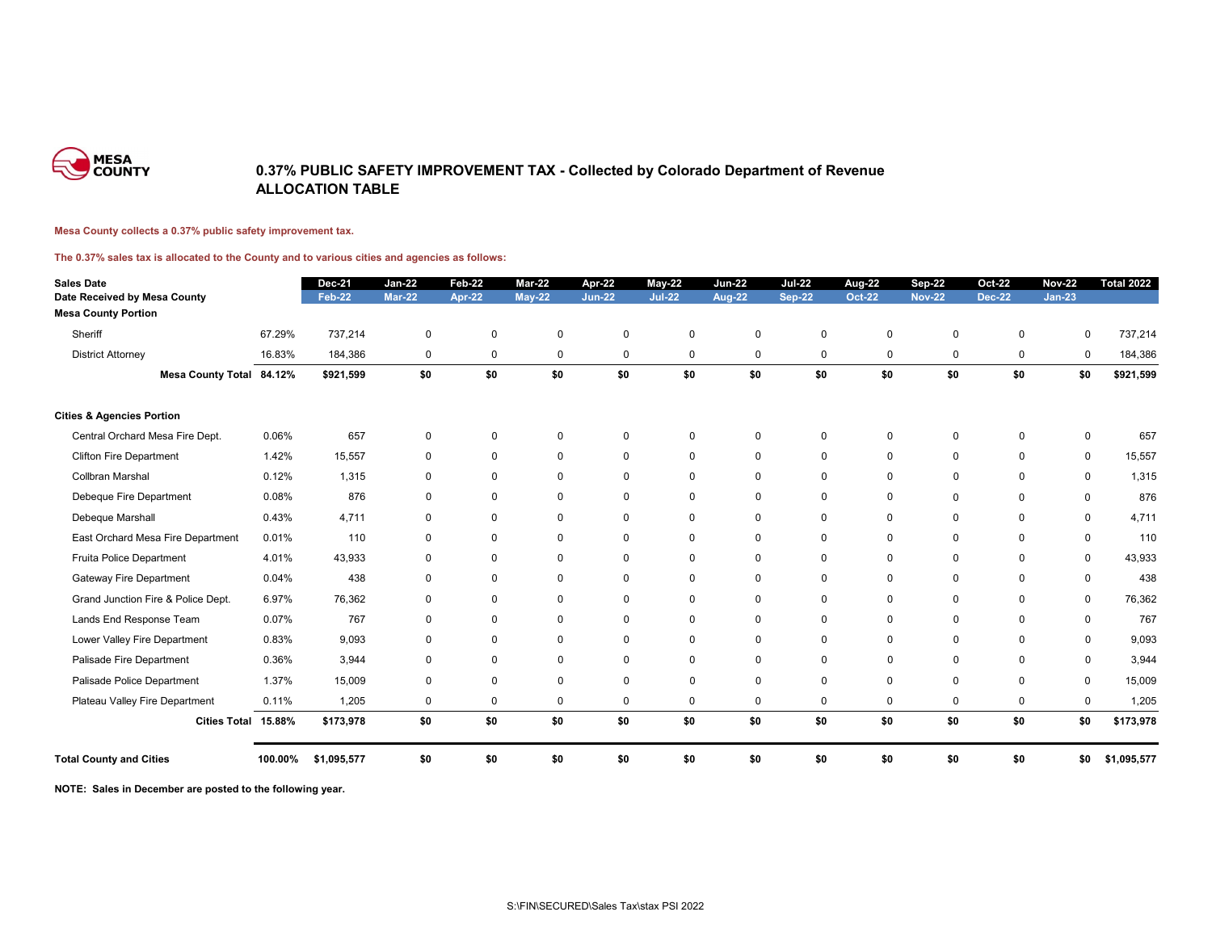MESA COUNTY

# 0.37% PUBLIC SAFETY IMPROVEMENT TAX - Collected by Colorado Department of Revenue
## ALLOCATION TABLE

**Mesa County collects a 0.37% public safety improvement tax.**

**The 0.37% sales tax is allocated to the County and to various cities and agencies as follows:**

| Sales Date | | Dec-21 | Jan-22 | Feb-22 | Mar-22 | Apr-22 | May-22 | Jun-22 | Jul-22 | Aug-22 | Sep-22 | Oct-22 | Nov-22 | Total 2022 |
|---|---|---|---|---|---|---|---|---|---|---|---|---|---|---|
| Date Received by Mesa County | | Feb-22 | Mar-22 | Apr-22 | May-22 | Jun-22 | Jul-22 | Aug-22 | Sep-22 | Oct-22 | Nov-22 | Dec-22 | Jan-23 | |
| **Mesa County Portion** | | | | | | | | | | | | | | |
| Sheriff | 67.29% | 737,214 | 0 | 0 | 0 | 0 | 0 | 0 | 0 | 0 | 0 | 0 | 0 | 737,214 |
| District Attorney | 16.83% | 184,386 | 0 | 0 | 0 | 0 | 0 | 0 | 0 | 0 | 0 | 0 | 0 | 184,386 |
| **Mesa County Total** | **84.12%** | **$921,599** | **$0** | **$0** | **$0** | **$0** | **$0** | **$0** | **$0** | **$0** | **$0** | **$0** | **$0** | **$921,599** |
| **Cities & Agencies Portion** | | | | | | | | | | | | | | |
| Central Orchard Mesa Fire Dept. | 0.06% | 657 | 0 | 0 | 0 | 0 | 0 | 0 | 0 | 0 | 0 | 0 | 0 | 657 |
| Clifton Fire Department | 1.42% | 15,557 | 0 | 0 | 0 | 0 | 0 | 0 | 0 | 0 | 0 | 0 | 0 | 15,557 |
| Collbran Marshal | 0.12% | 1,315 | 0 | 0 | 0 | 0 | 0 | 0 | 0 | 0 | 0 | 0 | 0 | 1,315 |
| Debeque Fire Department | 0.08% | 876 | 0 | 0 | 0 | 0 | 0 | 0 | 0 | 0 | 0 | 0 | 0 | 876 |
| Debeque Marshall | 0.43% | 4,711 | 0 | 0 | 0 | 0 | 0 | 0 | 0 | 0 | 0 | 0 | 0 | 4,711 |
| East Orchard Mesa Fire Department | 0.01% | 110 | 0 | 0 | 0 | 0 | 0 | 0 | 0 | 0 | 0 | 0 | 0 | 110 |
| Fruita Police Department | 4.01% | 43,933 | 0 | 0 | 0 | 0 | 0 | 0 | 0 | 0 | 0 | 0 | 0 | 43,933 |
| Gateway Fire Department | 0.04% | 438 | 0 | 0 | 0 | 0 | 0 | 0 | 0 | 0 | 0 | 0 | 0 | 438 |
| Grand Junction Fire & Police Dept. | 6.97% | 76,362 | 0 | 0 | 0 | 0 | 0 | 0 | 0 | 0 | 0 | 0 | 0 | 76,362 |
| Lands End Response Team | 0.07% | 767 | 0 | 0 | 0 | 0 | 0 | 0 | 0 | 0 | 0 | 0 | 0 | 767 |
| Lower Valley Fire Department | 0.83% | 9,093 | 0 | 0 | 0 | 0 | 0 | 0 | 0 | 0 | 0 | 0 | 0 | 9,093 |
| Palisade Fire Department | 0.36% | 3,944 | 0 | 0 | 0 | 0 | 0 | 0 | 0 | 0 | 0 | 0 | 0 | 3,944 |
| Palisade Police Department | 1.37% | 15,009 | 0 | 0 | 0 | 0 | 0 | 0 | 0 | 0 | 0 | 0 | 0 | 15,009 |
| Plateau Valley Fire Department | 0.11% | 1,205 | 0 | 0 | 0 | 0 | 0 | 0 | 0 | 0 | 0 | 0 | 0 | 1,205 |
| **Cities Total** | **15.88%** | **$173,978** | **$0** | **$0** | **$0** | **$0** | **$0** | **$0** | **$0** | **$0** | **$0** | **$0** | **$0** | **$173,978** |
| **Total County and Cities** | **100.00%** | **$1,095,577** | **$0** | **$0** | **$0** | **$0** | **$0** | **$0** | **$0** | **$0** | **$0** | **$0** | **$0** | **$1,095,577** |

**NOTE: Sales in December are posted to the following year.**

S:\FIN\SECURED\Sales Tax\stax PSI 2022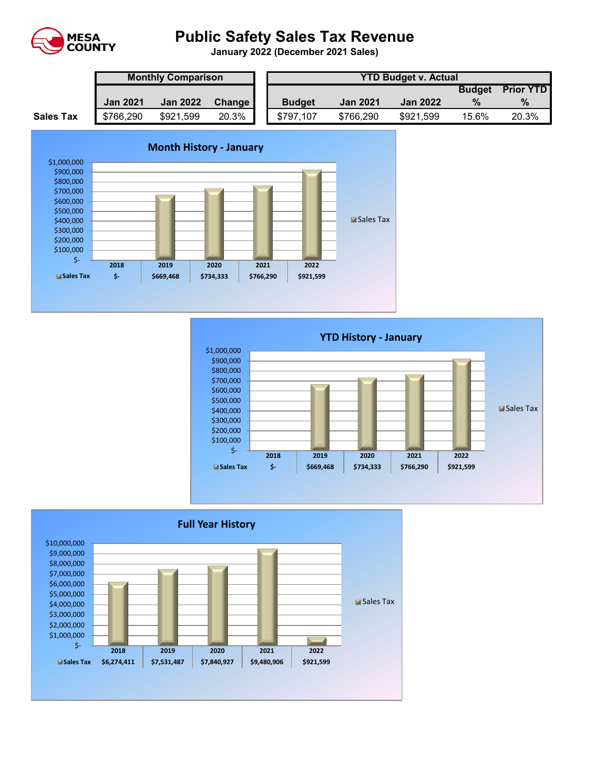# Public Safety Sales Tax Revenue

**January 2022 (December 2021 Sales)**

| | Monthly Comparison | | | YTD Budget v. Actual | | | | |
|---|---|---|---|---|---|---|---|---|
| | Jan 2021 | Jan 2022 | Change | Budget | Jan 2021 | Jan 2022 | Budget % | Prior YTD % |
| **Sales Tax** | $766,290 | $921,599 | 20.3% | $797,107 | $766,290 | $921,599 | 15.6% | 20.3% |

## Month History - January

| | 2018 | 2019 | 2020 | 2021 | 2022 |
|---|---|---|---|---|---|
| Sales Tax | $- | $669,468 | $734,333 | $766,290 | $921,599 |

## YTD History - January

| | 2018 | 2019 | 2020 | 2021 | 2022 |
|---|---|---|---|---|---|
| Sales Tax | $- | $669,468 | $734,333 | $766,290 | $921,599 |

## Full Year History

| | 2018 | 2019 | 2020 | 2021 | 2022 |
|---|---|---|---|---|---|
| Sales Tax | $6,274,411 | $7,531,487 | $7,840,927 | $9,480,906 | $921,599 |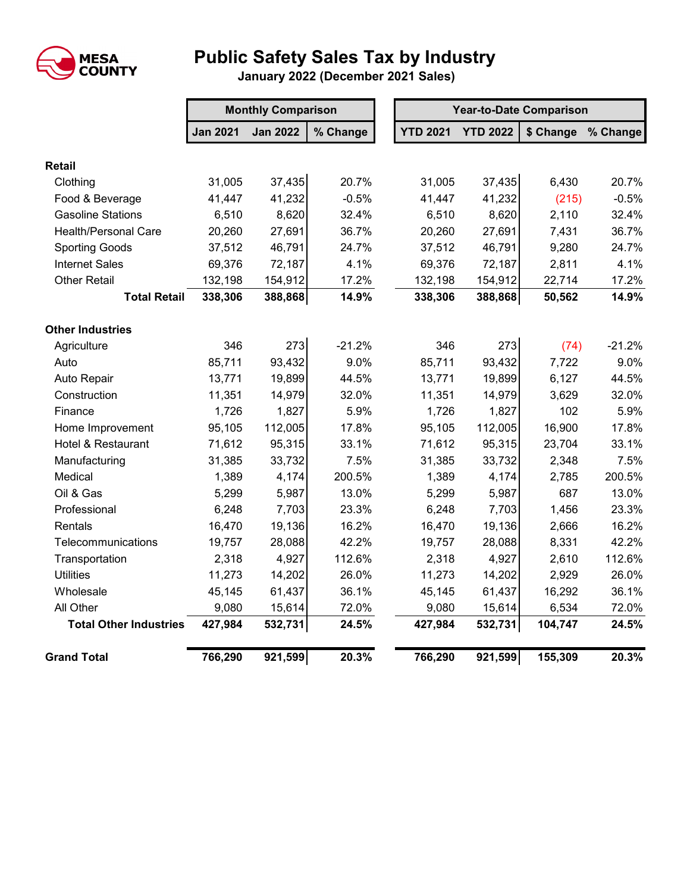MESA COUNTY

# Public Safety Sales Tax by Industry

**January 2022 (December 2021 Sales)**

| | Monthly Comparison | | | Year-to-Date Comparison | | | |
|---|---|---|---|---|---|---|---|
| | Jan 2021 | Jan 2022 | % Change | YTD 2021 | YTD 2022 | $ Change | % Change |
| **Retail** | | | | | | | |
| Clothing | 31,005 | 37,435 | 20.7% | 31,005 | 37,435 | 6,430 | 20.7% |
| Food & Beverage | 41,447 | 41,232 | -0.5% | 41,447 | 41,232 | (215) | -0.5% |
| Gasoline Stations | 6,510 | 8,620 | 32.4% | 6,510 | 8,620 | 2,110 | 32.4% |
| Health/Personal Care | 20,260 | 27,691 | 36.7% | 20,260 | 27,691 | 7,431 | 36.7% |
| Sporting Goods | 37,512 | 46,791 | 24.7% | 37,512 | 46,791 | 9,280 | 24.7% |
| Internet Sales | 69,376 | 72,187 | 4.1% | 69,376 | 72,187 | 2,811 | 4.1% |
| Other Retail | 132,198 | 154,912 | 17.2% | 132,198 | 154,912 | 22,714 | 17.2% |
| **Total Retail** | **338,306** | **388,868** | **14.9%** | **338,306** | **388,868** | **50,562** | **14.9%** |
| **Other Industries** | | | | | | | |
| Agriculture | 346 | 273 | -21.2% | 346 | 273 | (74) | -21.2% |
| Auto | 85,711 | 93,432 | 9.0% | 85,711 | 93,432 | 7,722 | 9.0% |
| Auto Repair | 13,771 | 19,899 | 44.5% | 13,771 | 19,899 | 6,127 | 44.5% |
| Construction | 11,351 | 14,979 | 32.0% | 11,351 | 14,979 | 3,629 | 32.0% |
| Finance | 1,726 | 1,827 | 5.9% | 1,726 | 1,827 | 102 | 5.9% |
| Home Improvement | 95,105 | 112,005 | 17.8% | 95,105 | 112,005 | 16,900 | 17.8% |
| Hotel & Restaurant | 71,612 | 95,315 | 33.1% | 71,612 | 95,315 | 23,704 | 33.1% |
| Manufacturing | 31,385 | 33,732 | 7.5% | 31,385 | 33,732 | 2,348 | 7.5% |
| Medical | 1,389 | 4,174 | 200.5% | 1,389 | 4,174 | 2,785 | 200.5% |
| Oil & Gas | 5,299 | 5,987 | 13.0% | 5,299 | 5,987 | 687 | 13.0% |
| Professional | 6,248 | 7,703 | 23.3% | 6,248 | 7,703 | 1,456 | 23.3% |
| Rentals | 16,470 | 19,136 | 16.2% | 16,470 | 19,136 | 2,666 | 16.2% |
| Telecommunications | 19,757 | 28,088 | 42.2% | 19,757 | 28,088 | 8,331 | 42.2% |
| Transportation | 2,318 | 4,927 | 112.6% | 2,318 | 4,927 | 2,610 | 112.6% |
| Utilities | 11,273 | 14,202 | 26.0% | 11,273 | 14,202 | 2,929 | 26.0% |
| Wholesale | 45,145 | 61,437 | 36.1% | 45,145 | 61,437 | 16,292 | 36.1% |
| All Other | 9,080 | 15,614 | 72.0% | 9,080 | 15,614 | 6,534 | 72.0% |
| **Total Other Industries** | **427,984** | **532,731** | **24.5%** | **427,984** | **532,731** | **104,747** | **24.5%** |
| **Grand Total** | **766,290** | **921,599** | **20.3%** | **766,290** | **921,599** | **155,309** | **20.3%** |